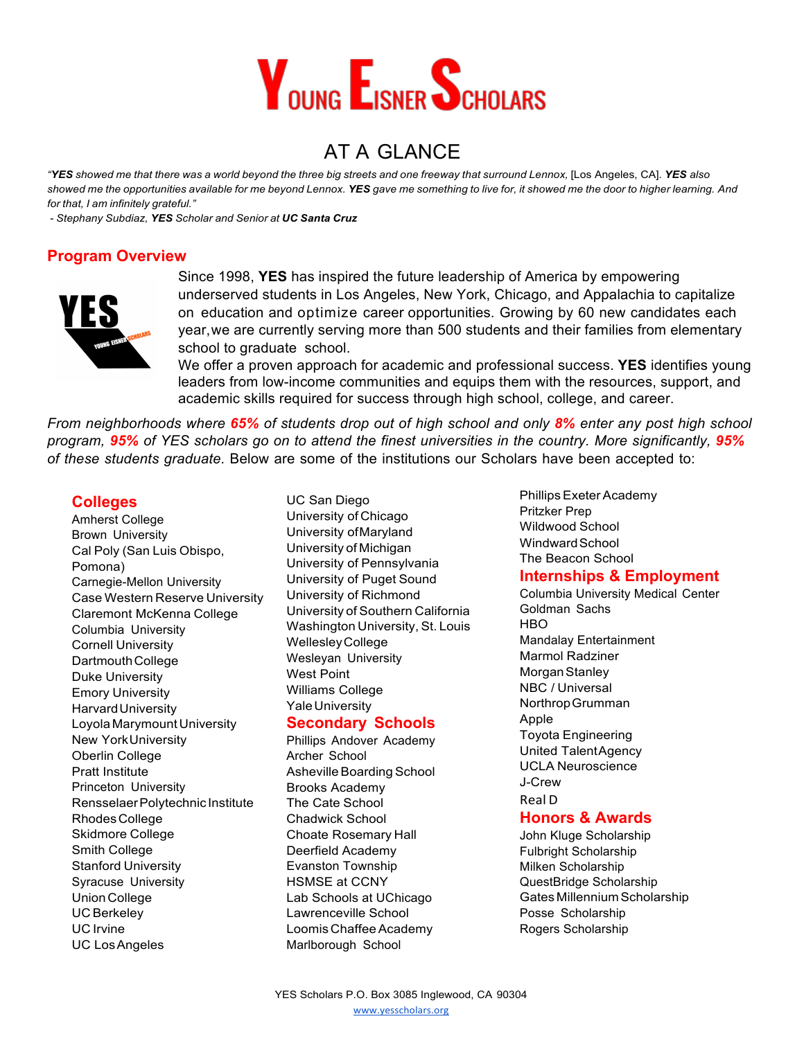# YOUNG EISNER SCHOLARS

## AT A GLANCE

*"**YES** showed me that there was a world beyond the three big streets and one freeway that surround Lennox,* [Los Angeles, CA]. ***YES** also showed me the opportunities available for me beyond Lennox. **YES** gave me something to live for, it showed me the door to higher learning. And for that, I am infinitely grateful."*

*- Stephany Subdiaz, **YES** Scholar and Senior at **UC Santa Cruz***

## Program Overview

Since 1998, **YES** has inspired the future leadership of America by empowering underserved students in Los Angeles, New York, Chicago, and Appalachia to capitalize on education and optimize career opportunities. Growing by 60 new candidates each year, we are currently serving more than 500 students and their families from elementary school to graduate school.

We offer a proven approach for academic and professional success. **YES** identifies young leaders from low-income communities and equips them with the resources, support, and academic skills required for success through high school, college, and career.

*From neighborhoods where **65%** of students drop out of high school and only **8%** enter any post high school program, **95%** of YES scholars go on to attend the finest universities in the country. More significantly, **95%** of these students graduate.* Below are some of the institutions our Scholars have been accepted to:

### Colleges

Amherst College
Brown University
Cal Poly (San Luis Obispo, Pomona)
Carnegie-Mellon University
Case Western Reserve University
Claremont McKenna College
Columbia University
Cornell University
Dartmouth College
Duke University
Emory University
Harvard University
Loyola Marymount University
New York University
Oberlin College
Pratt Institute
Princeton University
Rensselaer Polytechnic Institute
Rhodes College
Skidmore College
Smith College
Stanford University
Syracuse University
Union College
UC Berkeley
UC Irvine
UC Los Angeles
UC San Diego
University of Chicago
University of Maryland
University of Pennsylvania
University of Puget Sound
University of Richmond
University of Southern California
Washington University, St. Louis
Wellesley College
Wesleyan University
West Point
Williams College
Yale University

### Secondary Schools

Phillips Andover Academy
Archer School
Asheville Boarding School
Brooks Academy
The Cate School
Chadwick School
Choate Rosemary Hall
Deerfield Academy
Evanston Township
HSMSE at CCNY
Lab Schools at UChicago
Lawrenceville School
Loomis Chaffee Academy
Marlborough School
Phillips Exeter Academy
Pritzker Prep
Wildwood School
Windward School
The Beacon School

### Internships & Employment

Columbia University Medical Center
Goldman Sachs
HBO
Mandalay Entertainment
Marmol Radziner
Morgan Stanley
NBC / Universal
Northrop Grumman
Apple
Toyota Engineering
United Talent Agency
UCLA Neuroscience
J-Crew
Real D

### Honors & Awards

John Kluge Scholarship
Fulbright Scholarship
Milken Scholarship
QuestBridge Scholarship
Gates Millennium Scholarship
Posse Scholarship
Rogers Scholarship

YES Scholars P.O. Box 3085 Inglewood, CA 90304
www.yesscholars.org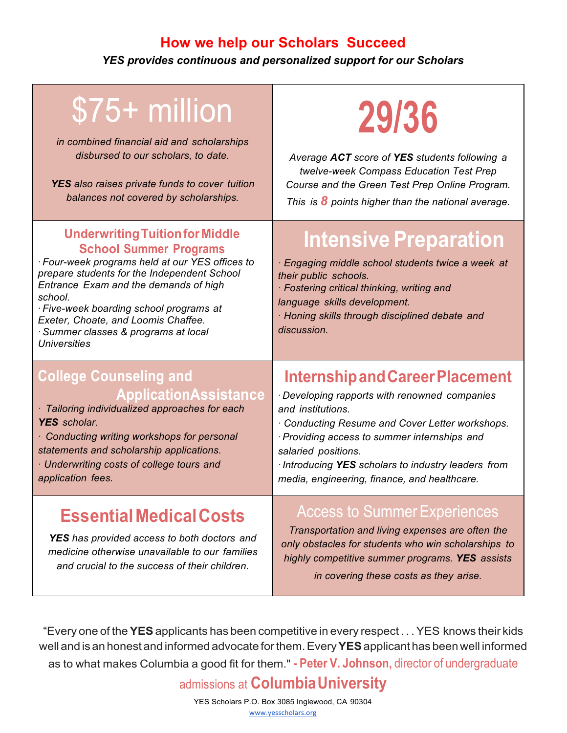## How we help our Scholars Succeed

***YES provides continuous and personalized support for our Scholars***

## $75+ million

*in combined financial aid and scholarships disbursed to our scholars, to date.*

***YES** also raises private funds to cover tuition balances not covered by scholarships.*

## 29/36

*Average **ACT** score of **YES** students following a twelve-week Compass Education Test Prep Course and the Green Test Prep Online Program. This is **8** points higher than the national average.*

### Underwriting Tuition for Middle School Summer Programs

- *Four-week programs held at our YES offices to prepare students for the Independent School Entrance Exam and the demands of high school.*
- *Five-week boarding school programs at Exeter, Choate, and Loomis Chaffee.*
- *Summer classes & programs at local Universities*

### Intensive Preparation

- *Engaging middle school students twice a week at their public schools.*
- *Fostering critical thinking, writing and language skills development.*
- *Honing skills through disciplined debate and discussion.*

### College Counseling and Application Assistance

- *Tailoring individualized approaches for each **YES** scholar.*
- *Conducting writing workshops for personal statements and scholarship applications.*
- *Underwriting costs of college tours and application fees.*

### Internship and Career Placement

- *Developing rapports with renowned companies and institutions.*
- *Conducting Resume and Cover Letter workshops.*
- *Providing access to summer internships and salaried positions.*
- *Introducing **YES** scholars to industry leaders from media, engineering, finance, and healthcare.*

### Essential Medical Costs

***YES** has provided access to both doctors and medicine otherwise unavailable to our families and crucial to the success of their children.*

### Access to Summer Experiences

*Transportation and living expenses are often the only obstacles for students who win scholarships to highly competitive summer programs. **YES** assists in covering these costs as they arise.*

"Every one of the **YES** applicants has been competitive in every respect . . . YES knows their kids well and is an honest and informed advocate for them. Every **YES** applicant has been well informed as to what makes Columbia a good fit for them." **- Peter V. Johnson,** director of undergraduate admissions at **Columbia University**

YES Scholars P.O. Box 3085 Inglewood, CA 90304

www.yesscholars.org